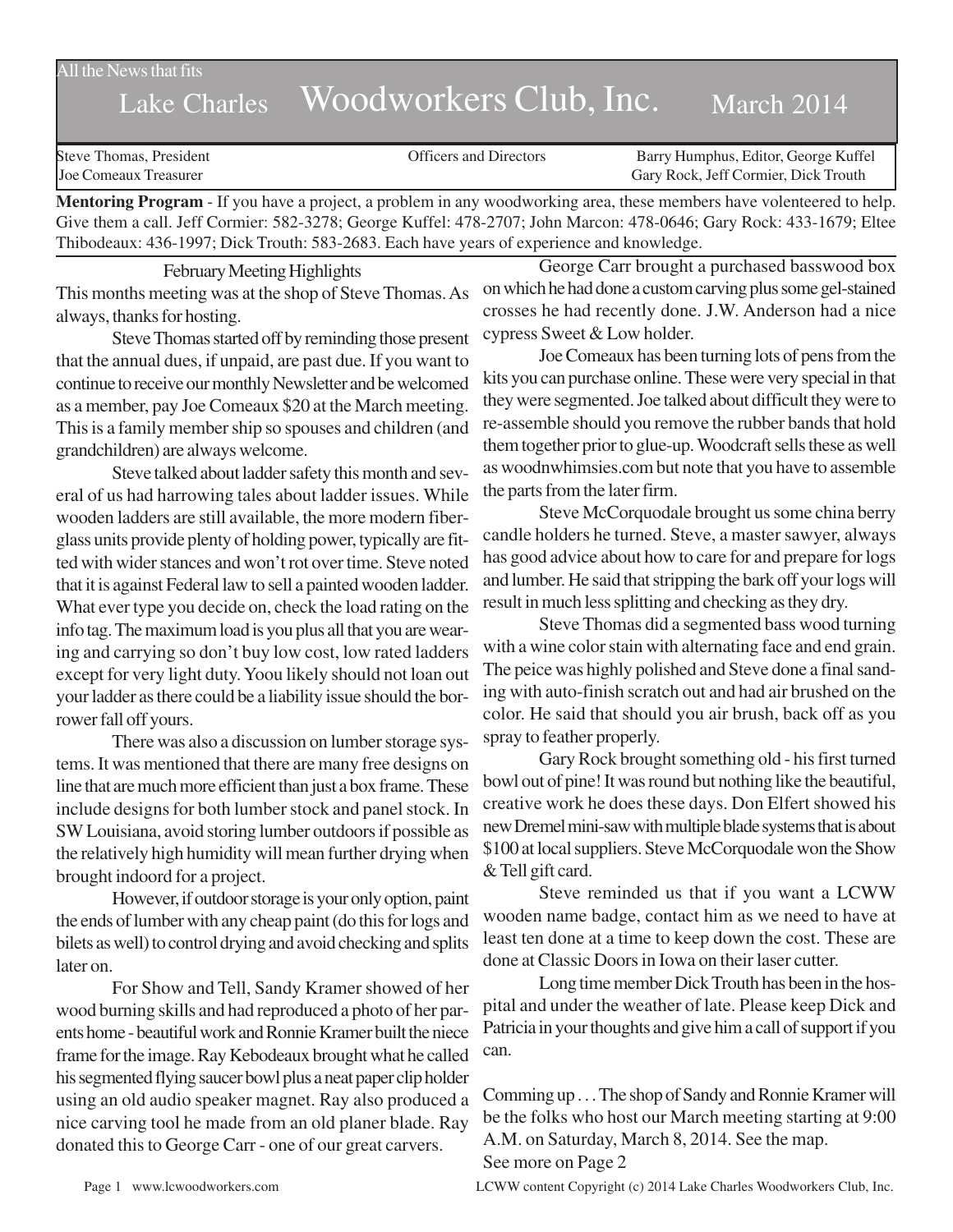All the News that fits

# Lake Charles Woodworkers Club, Inc. March 2014

Steve Thomas, President
Joe Comeaux Treasurer

Officers and Directors

Barry Humphus, Editor, George Kuffel
Gary Rock, Jeff Cormier, Dick Trouth

**Mentoring Program** - If you have a project, a problem in any woodworking area, these members have volenteered to help. Give them a call. Jeff Cormier: 582-3278; George Kuffel: 478-2707; John Marcon: 478-0646; Gary Rock: 433-1679; Eltee Thibodeaux: 436-1997; Dick Trouth: 583-2683. Each have years of experience and knowledge.

## February Meeting Highlights

This months meeting was at the shop of Steve Thomas. As always, thanks for hosting.

Steve Thomas started off by reminding those present that the annual dues, if unpaid, are past due. If you want to continue to receive our monthly Newsletter and be welcomed as a member, pay Joe Comeaux $20 at the March meeting. This is a family member ship so spouses and children (and grandchildren) are always welcome.

Steve talked about ladder safety this month and several of us had harrowing tales about ladder issues. While wooden ladders are still available, the more modern fiberglass units provide plenty of holding power, typically are fitted with wider stances and won't rot over time. Steve noted that it is against Federal law to sell a painted wooden ladder. What ever type you decide on, check the load rating on the info tag. The maximum load is you plus all that you are wearing and carrying so don't buy low cost, low rated ladders except for very light duty. Yoou likely should not loan out your ladder as there could be a liability issue should the borrower fall off yours.

There was also a discussion on lumber storage systems. It was mentioned that there are many free designs on line that are much more efficient than just a box frame. These include designs for both lumber stock and panel stock. In SW Louisiana, avoid storing lumber outdoors if possible as the relatively high humidity will mean further drying when brought indoord for a project.

However, if outdoor storage is your only option, paint the ends of lumber with any cheap paint (do this for logs and bilets as well) to control drying and avoid checking and splits later on.

For Show and Tell, Sandy Kramer showed of her wood burning skills and had reproduced a photo of her parents home - beautiful work and Ronnie Kramer built the niece frame for the image. Ray Kebodeaux brought what he called his segmented flying saucer bowl plus a neat paper clip holder using an old audio speaker magnet. Ray also produced a nice carving tool he made from an old planer blade. Ray donated this to George Carr - one of our great carvers.

George Carr brought a purchased basswood box on which he had done a custom carving plus some gel-stained crosses he had recently done. J.W. Anderson had a nice cypress Sweet & Low holder.

Joe Comeaux has been turning lots of pens from the kits you can purchase online. These were very special in that they were segmented. Joe talked about difficult they were to re-assemble should you remove the rubber bands that hold them together prior to glue-up. Woodcraft sells these as well as woodnwhimsies.com but note that you have to assemble the parts from the later firm.

Steve McCorquodale brought us some china berry candle holders he turned. Steve, a master sawyer, always has good advice about how to care for and prepare for logs and lumber. He said that stripping the bark off your logs will result in much less splitting and checking as they dry.

Steve Thomas did a segmented bass wood turning with a wine color stain with alternating face and end grain. The peice was highly polished and Steve done a final sanding with auto-finish scratch out and had air brushed on the color. He said that should you air brush, back off as you spray to feather properly.

Gary Rock brought something old - his first turned bowl out of pine! It was round but nothing like the beautiful, creative work he does these days. Don Elfert showed his new Dremel mini-saw with multiple blade systems that is about $100 at local suppliers. Steve McCorquodale won the Show & Tell gift card.

Steve reminded us that if you want a LCWW wooden name badge, contact him as we need to have at least ten done at a time to keep down the cost. These are done at Classic Doors in Iowa on their laser cutter.

Long time member Dick Trouth has been in the hospital and under the weather of late. Please keep Dick and Patricia in your thoughts and give him a call of support if you can.

Comming up . . . The shop of Sandy and Ronnie Kramer will be the folks who host our March meeting starting at 9:00 A.M. on Saturday, March 8, 2014. See the map.
See more on Page 2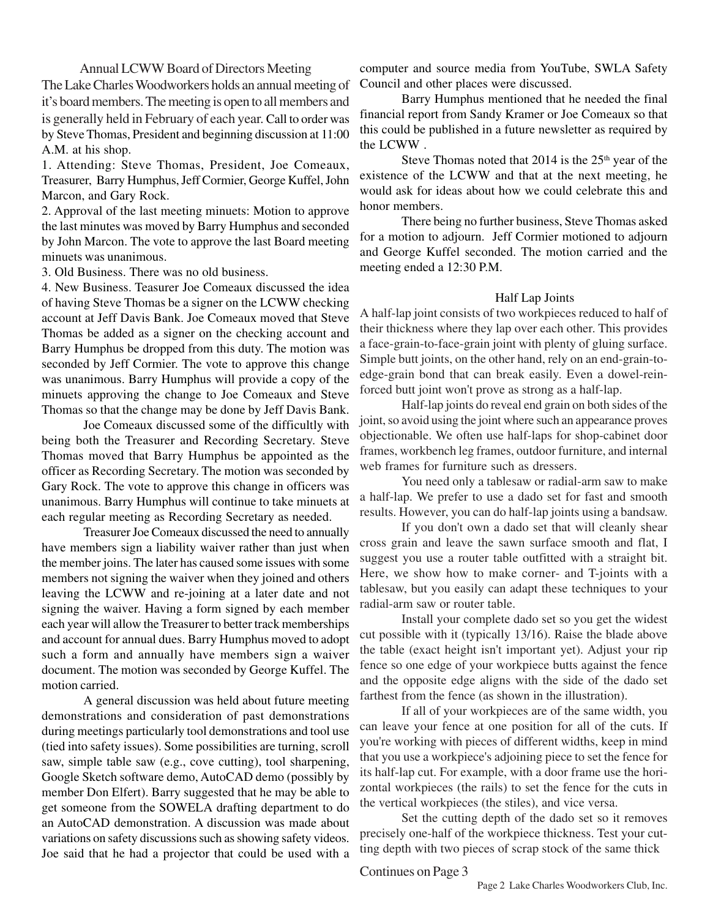## Annual LCWW Board of Directors Meeting

The Lake Charles Woodworkers holds an annual meeting of it's board members. The meeting is open to all members and is generally held in February of each year. Call to order was by Steve Thomas, President and beginning discussion at 11:00 A.M. at his shop.

1. Attending: Steve Thomas, President, Joe Comeaux, Treasurer, Barry Humphus, Jeff Cormier, George Kuffel, John Marcon, and Gary Rock.

2. Approval of the last meeting minuets: Motion to approve the last minutes was moved by Barry Humphus and seconded by John Marcon. The vote to approve the last Board meeting minuets was unanimous.

3. Old Business. There was no old business.

4. New Business. Teasurer Joe Comeaux discussed the idea of having Steve Thomas be a signer on the LCWW checking account at Jeff Davis Bank. Joe Comeaux moved that Steve Thomas be added as a signer on the checking account and Barry Humphus be dropped from this duty. The motion was seconded by Jeff Cormier. The vote to approve this change was unanimous. Barry Humphus will provide a copy of the minuets approving the change to Joe Comeaux and Steve Thomas so that the change may be done by Jeff Davis Bank.

Joe Comeaux discussed some of the difficultly with being both the Treasurer and Recording Secretary. Steve Thomas moved that Barry Humphus be appointed as the officer as Recording Secretary. The motion was seconded by Gary Rock. The vote to approve this change in officers was unanimous. Barry Humphus will continue to take minuets at each regular meeting as Recording Secretary as needed.

Treasurer Joe Comeaux discussed the need to annually have members sign a liability waiver rather than just when the member joins. The later has caused some issues with some members not signing the waiver when they joined and others leaving the LCWW and re-joining at a later date and not signing the waiver. Having a form signed by each member each year will allow the Treasurer to better track memberships and account for annual dues. Barry Humphus moved to adopt such a form and annually have members sign a waiver document. The motion was seconded by George Kuffel. The motion carried.

A general discussion was held about future meeting demonstrations and consideration of past demonstrations during meetings particularly tool demonstrations and tool use (tied into safety issues). Some possibilities are turning, scroll saw, simple table saw (e.g., cove cutting), tool sharpening, Google Sketch software demo, AutoCAD demo (possibly by member Don Elfert). Barry suggested that he may be able to get someone from the SOWELA drafting department to do an AutoCAD demonstration. A discussion was made about variations on safety discussions such as showing safety videos. Joe said that he had a projector that could be used with a computer and source media from YouTube, SWLA Safety Council and other places were discussed.

Barry Humphus mentioned that he needed the final financial report from Sandy Kramer or Joe Comeaux so that this could be published in a future newsletter as required by the LCWW .

Steve Thomas noted that 2014 is the 25th year of the existence of the LCWW and that at the next meeting, he would ask for ideas about how we could celebrate this and honor members.

There being no further business, Steve Thomas asked for a motion to adjourn. Jeff Cormier motioned to adjourn and George Kuffel seconded. The motion carried and the meeting ended a 12:30 P.M.

## Half Lap Joints

A half-lap joint consists of two workpieces reduced to half of their thickness where they lap over each other. This provides a face-grain-to-face-grain joint with plenty of gluing surface. Simple butt joints, on the other hand, rely on an end-grain-to-edge-grain bond that can break easily. Even a dowel-reinforced butt joint won't prove as strong as a half-lap.

Half-lap joints do reveal end grain on both sides of the joint, so avoid using the joint where such an appearance proves objectionable. We often use half-laps for shop-cabinet door frames, workbench leg frames, outdoor furniture, and internal web frames for furniture such as dressers.

You need only a tablesaw or radial-arm saw to make a half-lap. We prefer to use a dado set for fast and smooth results. However, you can do half-lap joints using a bandsaw.

If you don't own a dado set that will cleanly shear cross grain and leave the sawn surface smooth and flat, I suggest you use a router table outfitted with a straight bit. Here, we show how to make corner- and T-joints with a tablesaw, but you easily can adapt these techniques to your radial-arm saw or router table.

Install your complete dado set so you get the widest cut possible with it (typically 13/16). Raise the blade above the table (exact height isn't important yet). Adjust your rip fence so one edge of your workpiece butts against the fence and the opposite edge aligns with the side of the dado set farthest from the fence (as shown in the illustration).

If all of your workpieces are of the same width, you can leave your fence at one position for all of the cuts. If you're working with pieces of different widths, keep in mind that you use a workpiece's adjoining piece to set the fence for its half-lap cut. For example, with a door frame use the horizontal workpieces (the rails) to set the fence for the cuts in the vertical workpieces (the stiles), and vice versa.

Set the cutting depth of the dado set so it removes precisely one-half of the workpiece thickness. Test your cutting depth with two pieces of scrap stock of the same thick

Continues on Page 3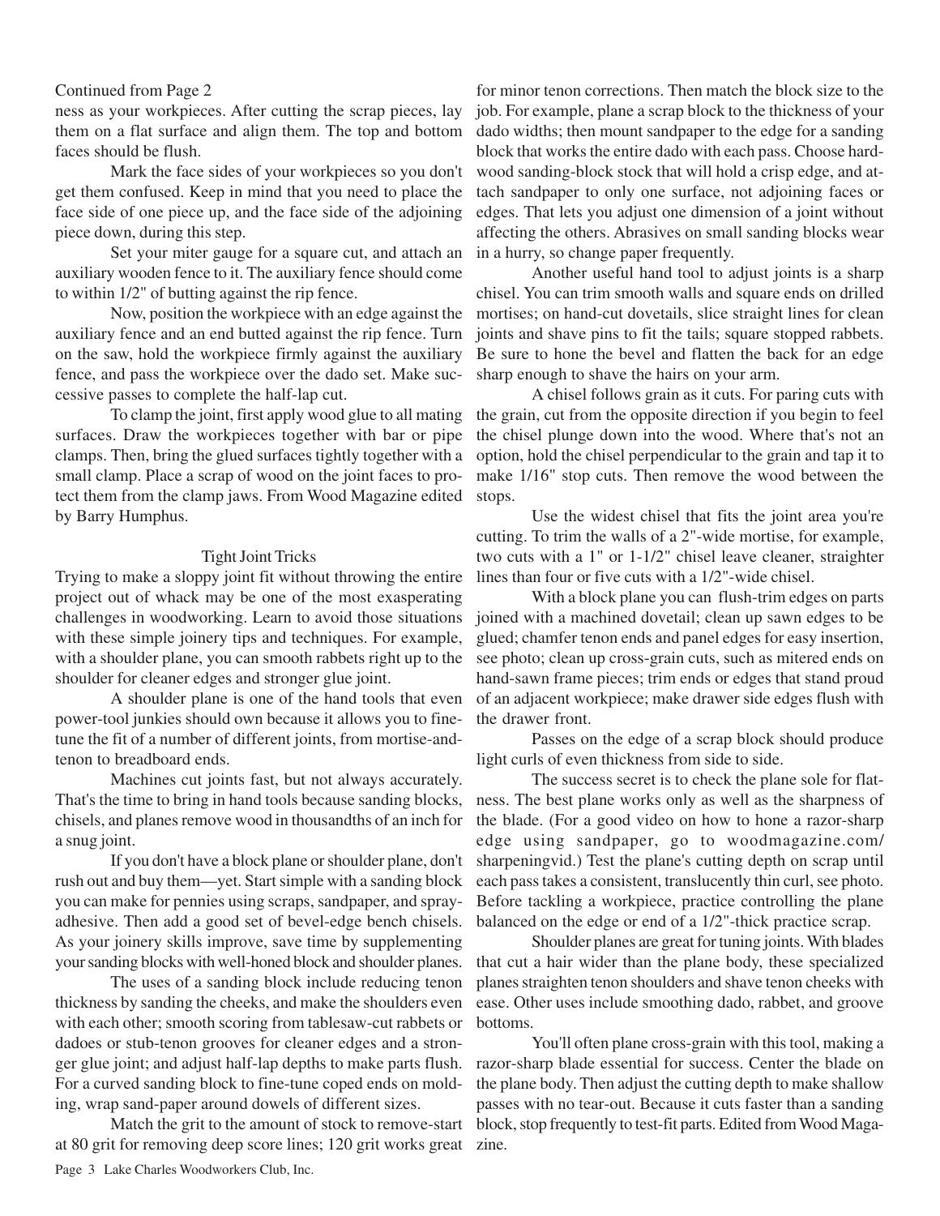Continued from Page 2

ness as your workpieces. After cutting the scrap pieces, lay them on a flat surface and align them. The top and bottom faces should be flush.

Mark the face sides of your workpieces so you don't get them confused. Keep in mind that you need to place the face side of one piece up, and the face side of the adjoining piece down, during this step.

Set your miter gauge for a square cut, and attach an auxiliary wooden fence to it. The auxiliary fence should come to within 1/2" of butting against the rip fence.

Now, position the workpiece with an edge against the auxiliary fence and an end butted against the rip fence. Turn on the saw, hold the workpiece firmly against the auxiliary fence, and pass the workpiece over the dado set. Make successive passes to complete the half-lap cut.

To clamp the joint, first apply wood glue to all mating surfaces. Draw the workpieces together with bar or pipe clamps. Then, bring the glued surfaces tightly together with a small clamp. Place a scrap of wood on the joint faces to protect them from the clamp jaws. From Wood Magazine edited by Barry Humphus.

## Tight Joint Tricks

Trying to make a sloppy joint fit without throwing the entire project out of whack may be one of the most exasperating challenges in woodworking. Learn to avoid those situations with these simple joinery tips and techniques. For example, with a shoulder plane, you can smooth rabbets right up to the shoulder for cleaner edges and stronger glue joint.

A shoulder plane is one of the hand tools that even power-tool junkies should own because it allows you to fine-tune the fit of a number of different joints, from mortise-and-tenon to breadboard ends.

Machines cut joints fast, but not always accurately. That's the time to bring in hand tools because sanding blocks, chisels, and planes remove wood in thousandths of an inch for a snug joint.

If you don't have a block plane or shoulder plane, don't rush out and buy them—yet. Start simple with a sanding block you can make for pennies using scraps, sandpaper, and spray-adhesive. Then add a good set of bevel-edge bench chisels. As your joinery skills improve, save time by supplementing your sanding blocks with well-honed block and shoulder planes.

The uses of a sanding block include reducing tenon thickness by sanding the cheeks, and make the shoulders even with each other; smooth scoring from tablesaw-cut rabbets or dadoes or stub-tenon grooves for cleaner edges and a stronger glue joint; and adjust half-lap depths to make parts flush. For a curved sanding block to fine-tune coped ends on molding, wrap sand-paper around dowels of different sizes.

Match the grit to the amount of stock to remove-start at 80 grit for removing deep score lines; 120 grit works great for minor tenon corrections. Then match the block size to the job. For example, plane a scrap block to the thickness of your dado widths; then mount sandpaper to the edge for a sanding block that works the entire dado with each pass. Choose hardwood sanding-block stock that will hold a crisp edge, and attach sandpaper to only one surface, not adjoining faces or edges. That lets you adjust one dimension of a joint without affecting the others. Abrasives on small sanding blocks wear in a hurry, so change paper frequently.

Another useful hand tool to adjust joints is a sharp chisel. You can trim smooth walls and square ends on drilled mortises; on hand-cut dovetails, slice straight lines for clean joints and shave pins to fit the tails; square stopped rabbets. Be sure to hone the bevel and flatten the back for an edge sharp enough to shave the hairs on your arm.

A chisel follows grain as it cuts. For paring cuts with the grain, cut from the opposite direction if you begin to feel the chisel plunge down into the wood. Where that's not an option, hold the chisel perpendicular to the grain and tap it to make 1/16" stop cuts. Then remove the wood between the stops.

Use the widest chisel that fits the joint area you're cutting. To trim the walls of a 2"-wide mortise, for example, two cuts with a 1" or 1-1/2" chisel leave cleaner, straighter lines than four or five cuts with a 1/2"-wide chisel.

With a block plane you can flush-trim edges on parts joined with a machined dovetail; clean up sawn edges to be glued; chamfer tenon ends and panel edges for easy insertion, see photo; clean up cross-grain cuts, such as mitered ends on hand-sawn frame pieces; trim ends or edges that stand proud of an adjacent workpiece; make drawer side edges flush with the drawer front.

Passes on the edge of a scrap block should produce light curls of even thickness from side to side.

The success secret is to check the plane sole for flatness. The best plane works only as well as the sharpness of the blade. (For a good video on how to hone a razor-sharp edge using sandpaper, go to woodmagazine.com/sharpeningvid.) Test the plane's cutting depth on scrap until each pass takes a consistent, translucently thin curl, see photo. Before tackling a workpiece, practice controlling the plane balanced on the edge or end of a 1/2"-thick practice scrap.

Shoulder planes are great for tuning joints. With blades that cut a hair wider than the plane body, these specialized planes straighten tenon shoulders and shave tenon cheeks with ease. Other uses include smoothing dado, rabbet, and groove bottoms.

You'll often plane cross-grain with this tool, making a razor-sharp blade essential for success. Center the blade on the plane body. Then adjust the cutting depth to make shallow passes with no tear-out. Because it cuts faster than a sanding block, stop frequently to test-fit parts. Edited from Wood Magazine.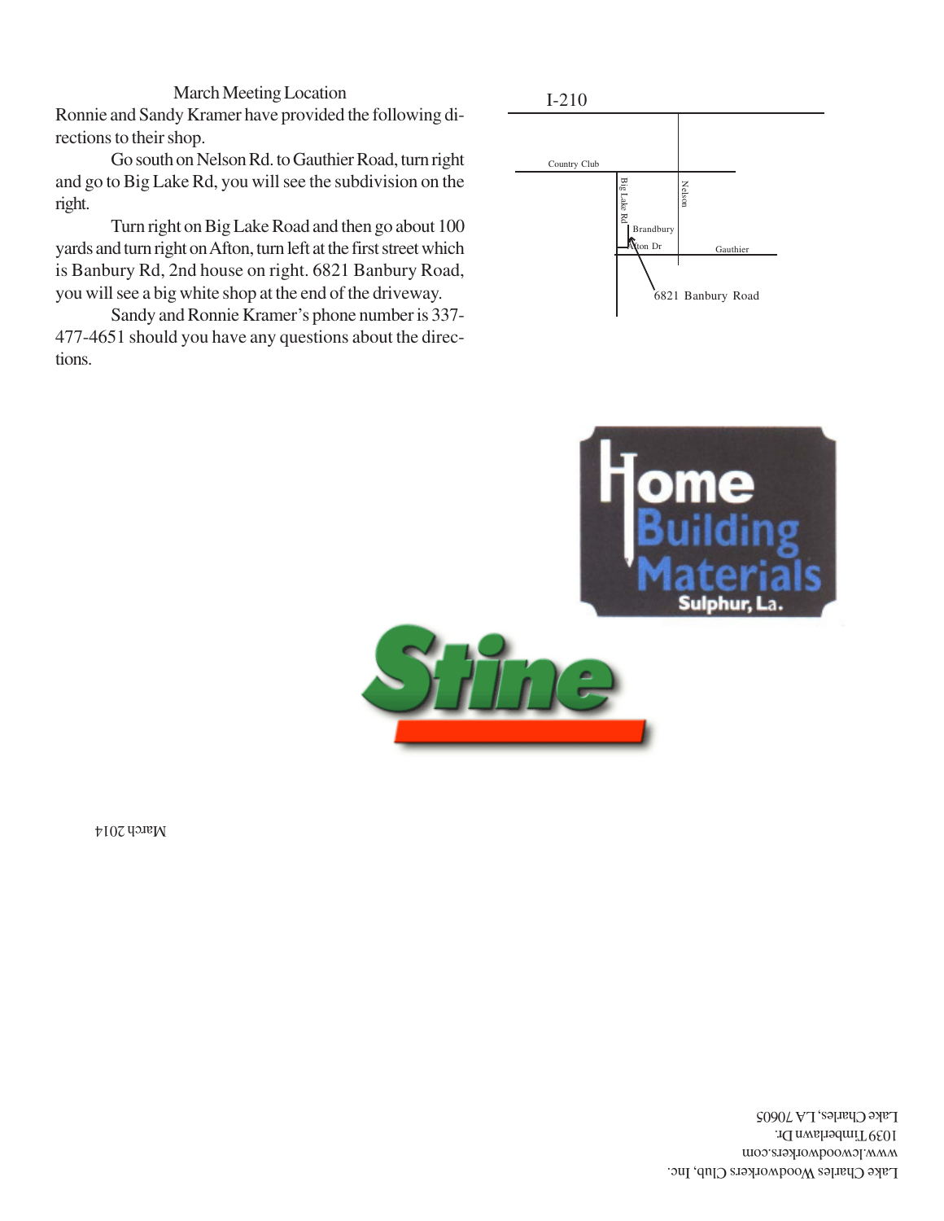## March Meeting Location

Ronnie and Sandy Kramer have provided the following directions to their shop.

Go south on Nelson Rd. to Gauthier Road, turn right and go to Big Lake Rd, you will see the subdivision on the right.

Turn right on Big Lake Road and then go about 100 yards and turn right on Afton, turn left at the first street which is Banbury Rd, 2nd house on right. 6821 Banbury Road, you will see a big white shop at the end of the driveway.

Sandy and Ronnie Kramer's phone number is 337-477-4651 should you have any questions about the directions.

I-210

Country Club

Big Lake Rd

Nelson

Brandbury

Afton Dr

Gauthier

6821 Banbury Road

Home Building Materials
Sulphur, La.

Stine

March 2014

Lake Charles Woodworkers Club, Inc.
www.lcwoodworkers.com
1039 Timberlawn Dr.
Lake Charles, LA 70605